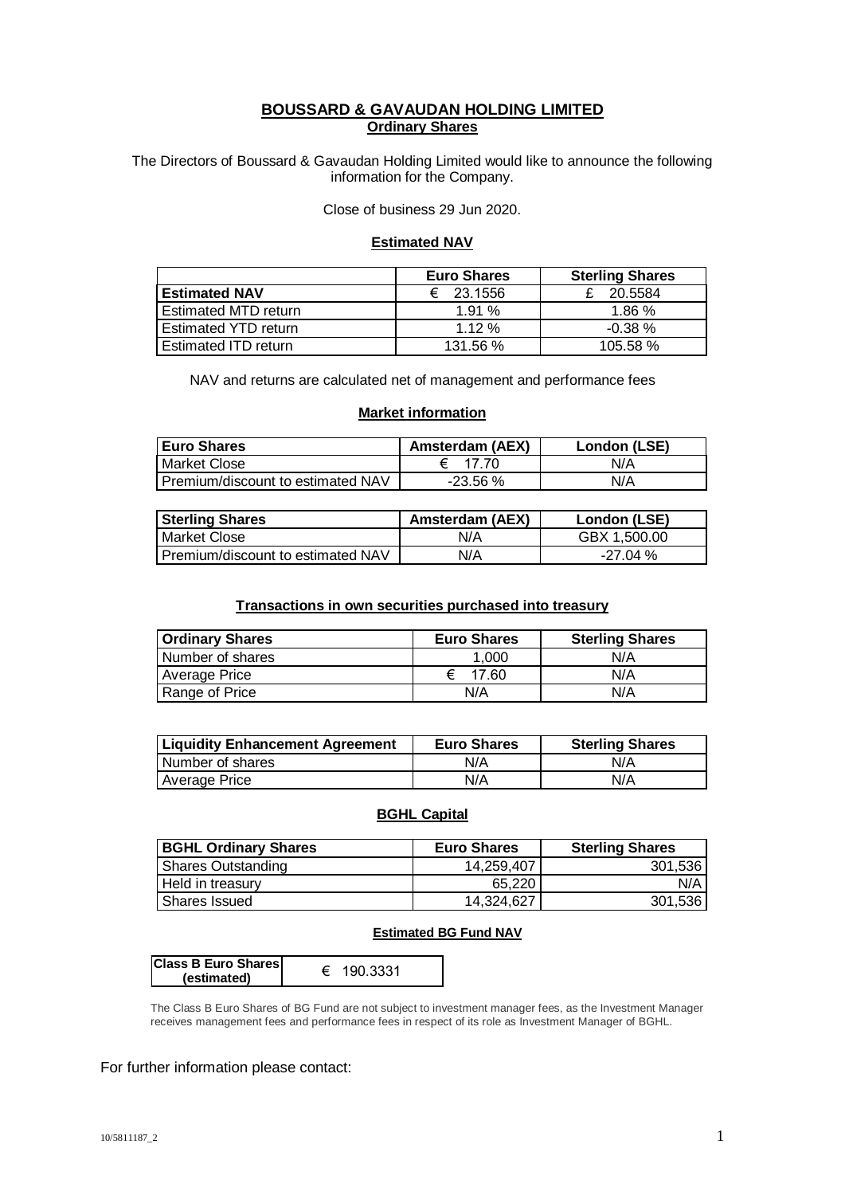# BOUSSARD & GAVAUDAN HOLDING LIMITED
## Ordinary Shares

The Directors of Boussard & Gavaudan Holding Limited would like to announce the following information for the Company.

Close of business 29 Jun 2020.

### Estimated NAV

| | Euro Shares | Sterling Shares |
|---|---|---|
| **Estimated NAV** | € 23.1556 | £ 20.5584 |
| Estimated MTD return | 1.91 % | 1.86 % |
| Estimated YTD return | 1.12 % | -0.38 % |
| Estimated ITD return | 131.56 % | 105.58 % |

NAV and returns are calculated net of management and performance fees

### Market information

| Euro Shares | Amsterdam (AEX) | London (LSE) |
|---|---|---|
| Market Close | € 17.70 | N/A |
| Premium/discount to estimated NAV | -23.56 % | N/A |

| Sterling Shares | Amsterdam (AEX) | London (LSE) |
|---|---|---|
| Market Close | N/A | GBX 1,500.00 |
| Premium/discount to estimated NAV | N/A | -27.04 % |

### Transactions in own securities purchased into treasury

| Ordinary Shares | Euro Shares | Sterling Shares |
|---|---|---|
| Number of shares | 1,000 | N/A |
| Average Price | € 17.60 | N/A |
| Range of Price | N/A | N/A |

| Liquidity Enhancement Agreement | Euro Shares | Sterling Shares |
|---|---|---|
| Number of shares | N/A | N/A |
| Average Price | N/A | N/A |

### BGHL Capital

| BGHL Ordinary Shares | Euro Shares | Sterling Shares |
|---|---|---|
| Shares Outstanding | 14,259,407 | 301,536 |
| Held in treasury | 65,220 | N/A |
| Shares Issued | 14,324,627 | 301,536 |

### Estimated BG Fund NAV

| Class B Euro Shares (estimated) | € 190.3331 |
|---|---|

The Class B Euro Shares of BG Fund are not subject to investment manager fees, as the Investment Manager receives management fees and performance fees in respect of its role as Investment Manager of BGHL.

For further information please contact: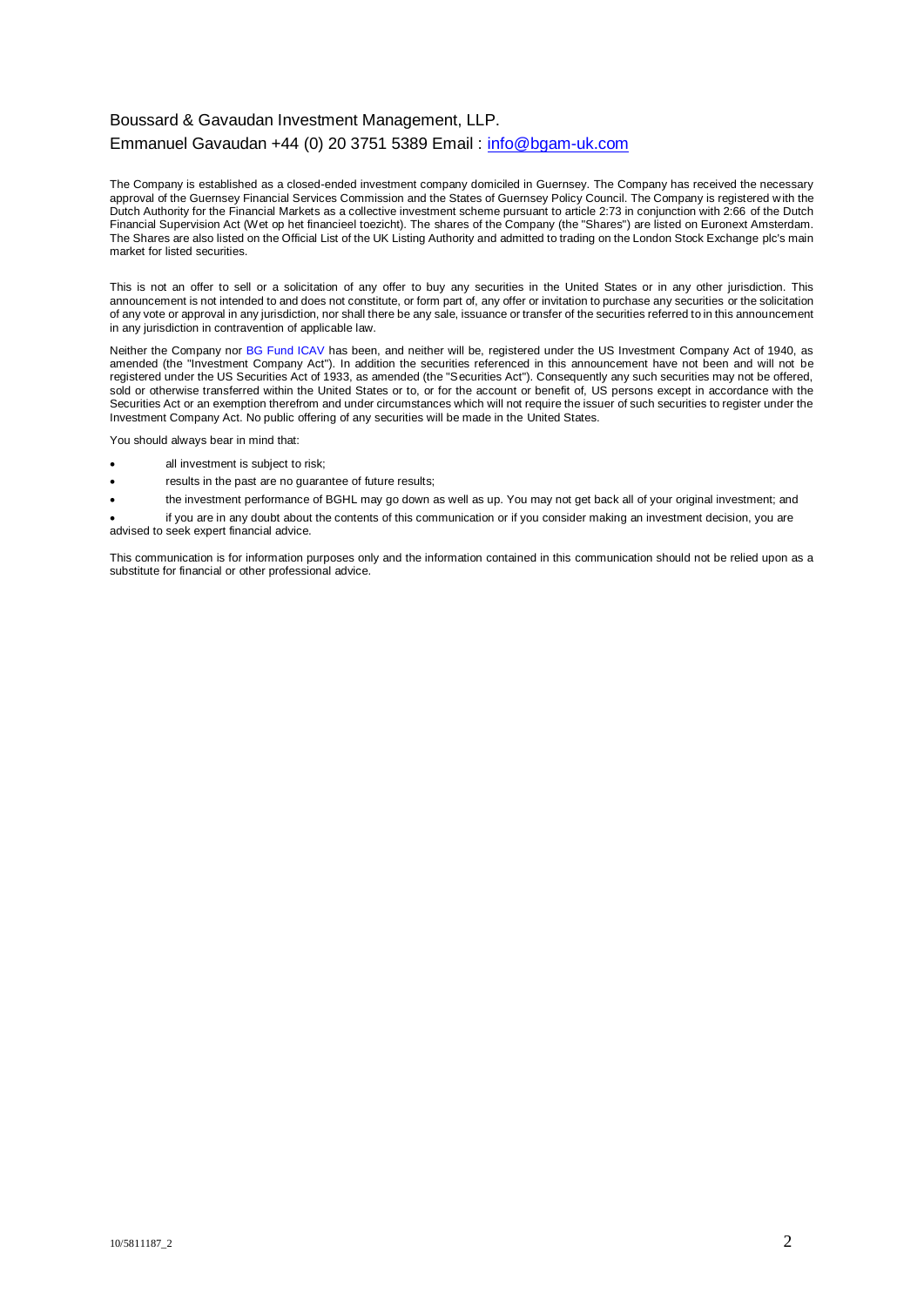Boussard & Gavaudan Investment Management, LLP.

Emmanuel Gavaudan +44 (0) 20 3751 5389 Email : [info@bgam-uk.com](mailto:info@bgam-uk.com)

The Company is established as a closed-ended investment company domiciled in Guernsey. The Company has received the necessary approval of the Guernsey Financial Services Commission and the States of Guernsey Policy Council. The Company is registered with the Dutch Authority for the Financial Markets as a collective investment scheme pursuant to article 2:73 in conjunction with 2:66 of the Dutch Financial Supervision Act (Wet op het financieel toezicht). The shares of the Company (the "Shares") are listed on Euronext Amsterdam. The Shares are also listed on the Official List of the UK Listing Authority and admitted to trading on the London Stock Exchange plc's main market for listed securities.

This is not an offer to sell or a solicitation of any offer to buy any securities in the United States or in any other jurisdiction. This announcement is not intended to and does not constitute, or form part of, any offer or invitation to purchase any securities or the solicitation of any vote or approval in any jurisdiction, nor shall there be any sale, issuance or transfer of the securities referred to in this announcement in any jurisdiction in contravention of applicable law.

Neither the Company nor BG Fund ICAV has been, and neither will be, registered under the US Investment Company Act of 1940, as amended (the "Investment Company Act"). In addition the securities referenced in this announcement have not been and will not be registered under the US Securities Act of 1933, as amended (the "Securities Act"). Consequently any such securities may not be offered, sold or otherwise transferred within the United States or to, or for the account or benefit of, US persons except in accordance with the Securities Act or an exemption therefrom and under circumstances which will not require the issuer of such securities to register under the Investment Company Act. No public offering of any securities will be made in the United States.

You should always bear in mind that:

- all investment is subject to risk;
- results in the past are no guarantee of future results;
- the investment performance of BGHL may go down as well as up. You may not get back all of your original investment; and
- if you are in any doubt about the contents of this communication or if you consider making an investment decision, you are advised to seek expert financial advice.

This communication is for information purposes only and the information contained in this communication should not be relied upon as a substitute for financial or other professional advice.